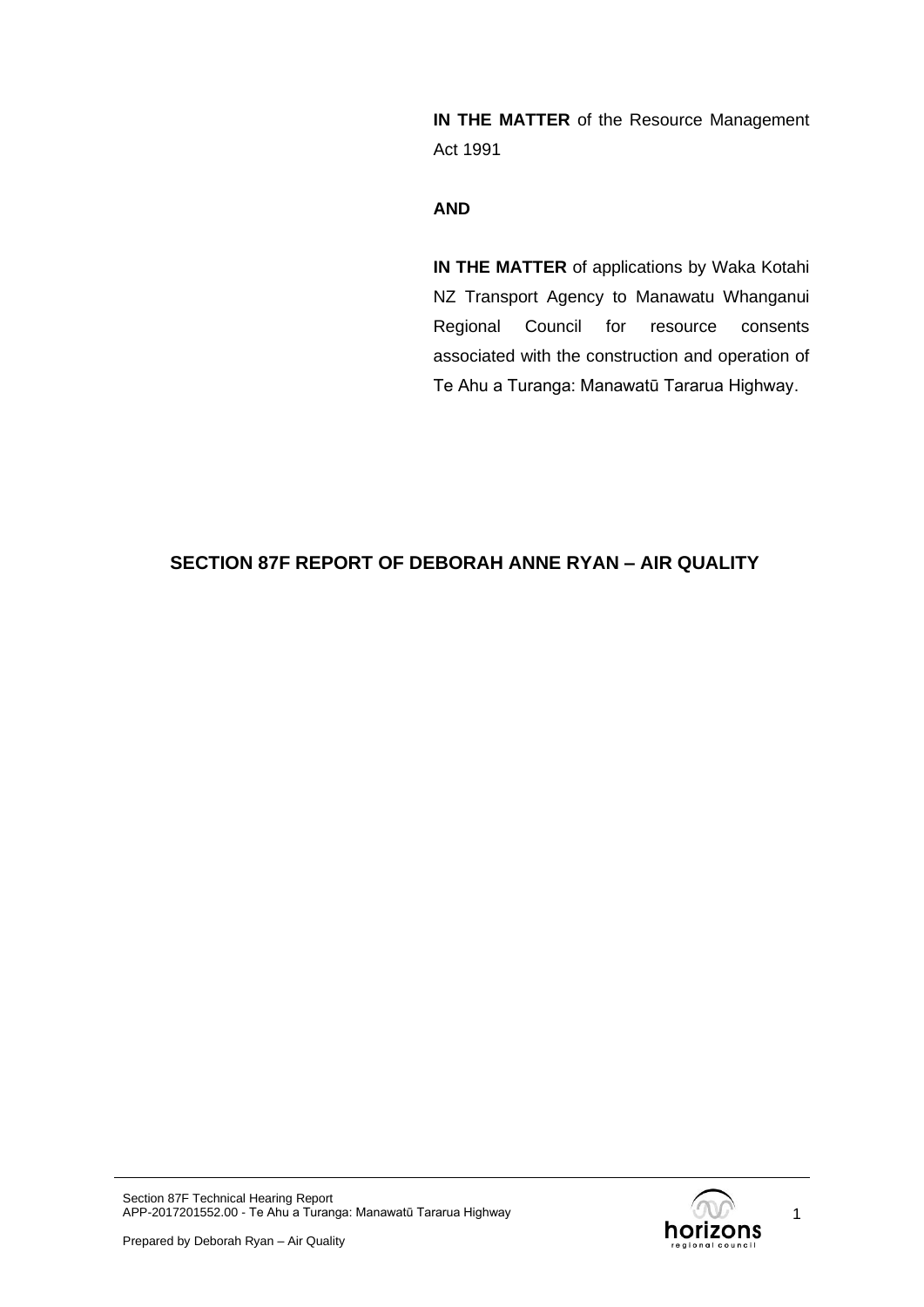**IN THE MATTER** of the Resource Management Act 1991

**AND**

**IN THE MATTER** of applications by Waka Kotahi NZ Transport Agency to Manawatu Whanganui Regional Council for resource consents associated with the construction and operation of Te Ahu a Turanga: Manawatū Tararua Highway.

# SECTION 87F REPORT OF DEBORAH ANNE RYAN – AIR QUALITY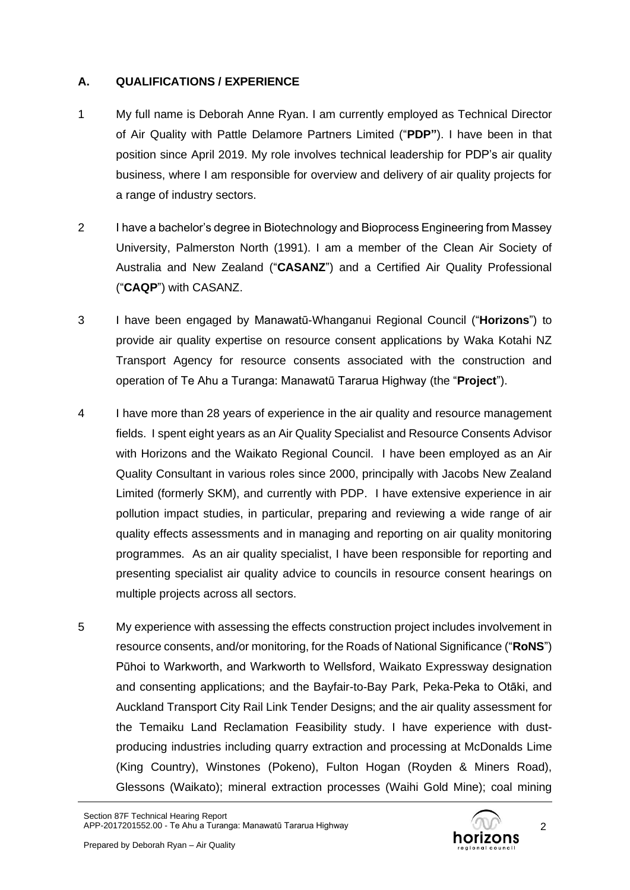## A. QUALIFICATIONS / EXPERIENCE

1 My full name is Deborah Anne Ryan. I am currently employed as Technical Director of Air Quality with Pattle Delamore Partners Limited ("**PDP"**). I have been in that position since April 2019. My role involves technical leadership for PDP's air quality business, where I am responsible for overview and delivery of air quality projects for a range of industry sectors.

2 I have a bachelor's degree in Biotechnology and Bioprocess Engineering from Massey University, Palmerston North (1991). I am a member of the Clean Air Society of Australia and New Zealand ("**CASANZ**") and a Certified Air Quality Professional ("**CAQP**") with CASANZ.

3 I have been engaged by Manawatū-Whanganui Regional Council ("**Horizons**") to provide air quality expertise on resource consent applications by Waka Kotahi NZ Transport Agency for resource consents associated with the construction and operation of Te Ahu a Turanga: Manawatū Tararua Highway (the "**Project**").

4 I have more than 28 years of experience in the air quality and resource management fields. I spent eight years as an Air Quality Specialist and Resource Consents Advisor with Horizons and the Waikato Regional Council. I have been employed as an Air Quality Consultant in various roles since 2000, principally with Jacobs New Zealand Limited (formerly SKM), and currently with PDP. I have extensive experience in air pollution impact studies, in particular, preparing and reviewing a wide range of air quality effects assessments and in managing and reporting on air quality monitoring programmes. As an air quality specialist, I have been responsible for reporting and presenting specialist air quality advice to councils in resource consent hearings on multiple projects across all sectors.

5 My experience with assessing the effects construction project includes involvement in resource consents, and/or monitoring, for the Roads of National Significance ("**RoNS**") Pūhoi to Warkworth, and Warkworth to Wellsford, Waikato Expressway designation and consenting applications; and the Bayfair-to-Bay Park, Peka-Peka to Otāki, and Auckland Transport City Rail Link Tender Designs; and the air quality assessment for the Temaiku Land Reclamation Feasibility study. I have experience with dust-producing industries including quarry extraction and processing at McDonalds Lime (King Country), Winstones (Pokeno), Fulton Hogan (Royden & Miners Road), Glessons (Waikato); mineral extraction processes (Waihi Gold Mine); coal mining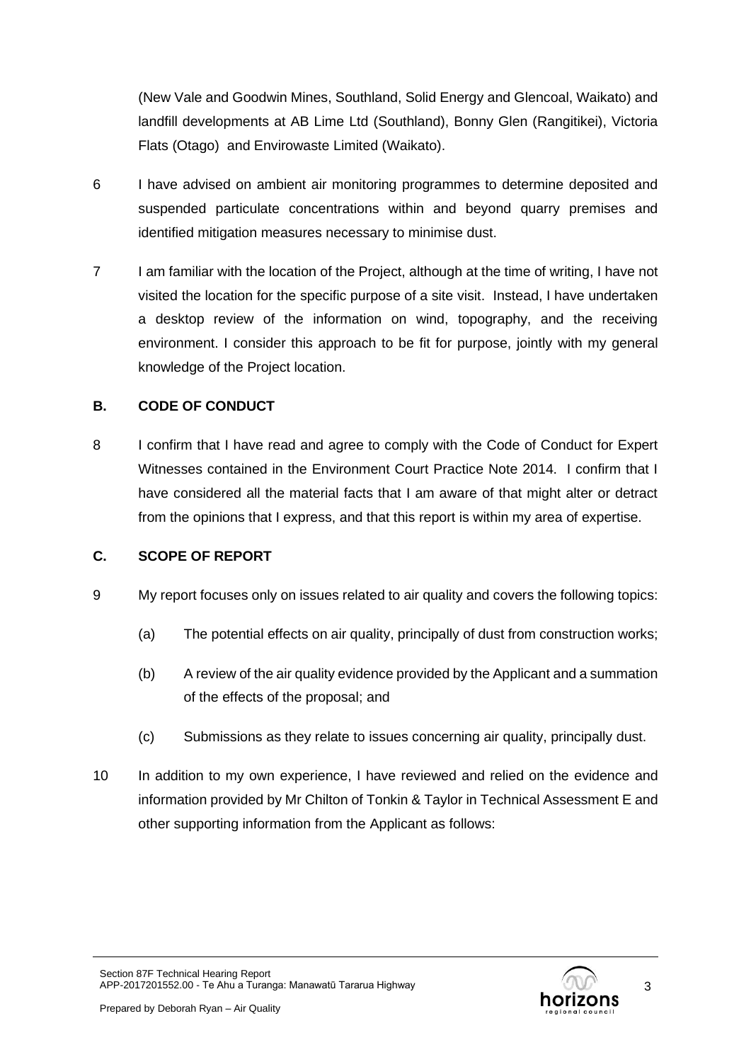(New Vale and Goodwin Mines, Southland, Solid Energy and Glencoal, Waikato) and landfill developments at AB Lime Ltd (Southland), Bonny Glen (Rangitikei), Victoria Flats (Otago) and Envirowaste Limited (Waikato).

6 I have advised on ambient air monitoring programmes to determine deposited and suspended particulate concentrations within and beyond quarry premises and identified mitigation measures necessary to minimise dust.

7 I am familiar with the location of the Project, although at the time of writing, I have not visited the location for the specific purpose of a site visit. Instead, I have undertaken a desktop review of the information on wind, topography, and the receiving environment. I consider this approach to be fit for purpose, jointly with my general knowledge of the Project location.

## B. CODE OF CONDUCT

8 I confirm that I have read and agree to comply with the Code of Conduct for Expert Witnesses contained in the Environment Court Practice Note 2014. I confirm that I have considered all the material facts that I am aware of that might alter or detract from the opinions that I express, and that this report is within my area of expertise.

## C. SCOPE OF REPORT

9 My report focuses only on issues related to air quality and covers the following topics:

(a) The potential effects on air quality, principally of dust from construction works;

(b) A review of the air quality evidence provided by the Applicant and a summation of the effects of the proposal; and

(c) Submissions as they relate to issues concerning air quality, principally dust.

10 In addition to my own experience, I have reviewed and relied on the evidence and information provided by Mr Chilton of Tonkin & Taylor in Technical Assessment E and other supporting information from the Applicant as follows: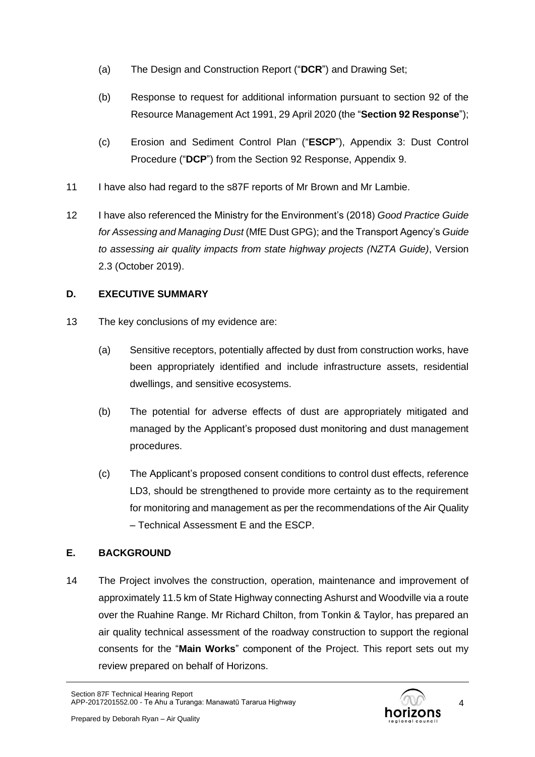(a) The Design and Construction Report ("**DCR**") and Drawing Set;

(b) Response to request for additional information pursuant to section 92 of the Resource Management Act 1991, 29 April 2020 (the "**Section 92 Response**");

(c) Erosion and Sediment Control Plan ("**ESCP**"), Appendix 3: Dust Control Procedure ("**DCP**") from the Section 92 Response, Appendix 9.

11 I have also had regard to the s87F reports of Mr Brown and Mr Lambie.

12 I have also referenced the Ministry for the Environment's (2018) *Good Practice Guide for Assessing and Managing Dust* (MfE Dust GPG); and the Transport Agency's *Guide to assessing air quality impacts from state highway projects (NZTA Guide)*, Version 2.3 (October 2019).

## D. EXECUTIVE SUMMARY

13 The key conclusions of my evidence are:

(a) Sensitive receptors, potentially affected by dust from construction works, have been appropriately identified and include infrastructure assets, residential dwellings, and sensitive ecosystems.

(b) The potential for adverse effects of dust are appropriately mitigated and managed by the Applicant's proposed dust monitoring and dust management procedures.

(c) The Applicant's proposed consent conditions to control dust effects, reference LD3, should be strengthened to provide more certainty as to the requirement for monitoring and management as per the recommendations of the Air Quality – Technical Assessment E and the ESCP.

## E. BACKGROUND

14 The Project involves the construction, operation, maintenance and improvement of approximately 11.5 km of State Highway connecting Ashurst and Woodville via a route over the Ruahine Range. Mr Richard Chilton, from Tonkin & Taylor, has prepared an air quality technical assessment of the roadway construction to support the regional consents for the "**Main Works**" component of the Project. This report sets out my review prepared on behalf of Horizons.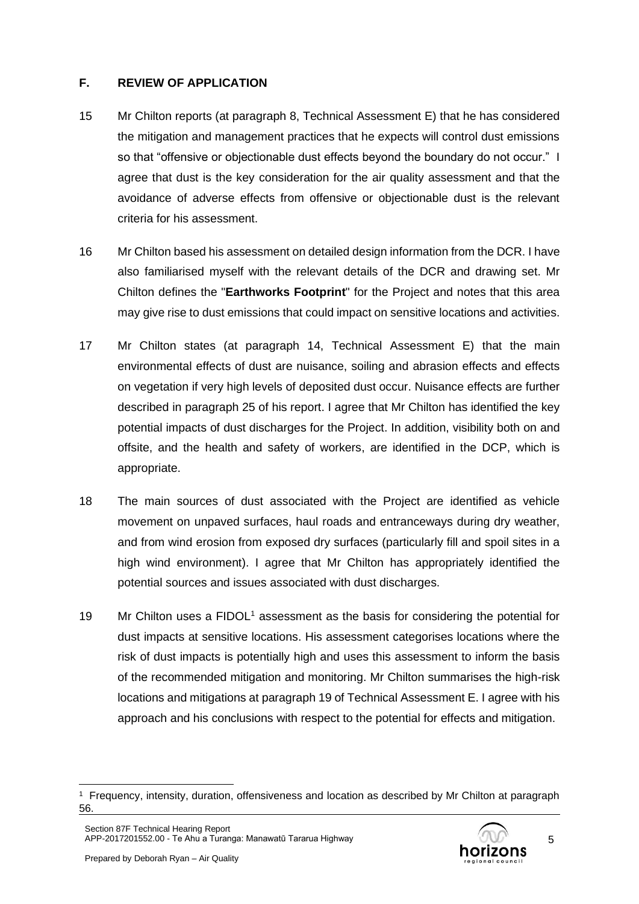## F. REVIEW OF APPLICATION

15 Mr Chilton reports (at paragraph 8, Technical Assessment E) that he has considered the mitigation and management practices that he expects will control dust emissions so that "offensive or objectionable dust effects beyond the boundary do not occur." I agree that dust is the key consideration for the air quality assessment and that the avoidance of adverse effects from offensive or objectionable dust is the relevant criteria for his assessment.

16 Mr Chilton based his assessment on detailed design information from the DCR. I have also familiarised myself with the relevant details of the DCR and drawing set. Mr Chilton defines the "**Earthworks Footprint**" for the Project and notes that this area may give rise to dust emissions that could impact on sensitive locations and activities.

17 Mr Chilton states (at paragraph 14, Technical Assessment E) that the main environmental effects of dust are nuisance, soiling and abrasion effects and effects on vegetation if very high levels of deposited dust occur. Nuisance effects are further described in paragraph 25 of his report. I agree that Mr Chilton has identified the key potential impacts of dust discharges for the Project. In addition, visibility both on and offsite, and the health and safety of workers, are identified in the DCP, which is appropriate.

18 The main sources of dust associated with the Project are identified as vehicle movement on unpaved surfaces, haul roads and entranceways during dry weather, and from wind erosion from exposed dry surfaces (particularly fill and spoil sites in a high wind environment). I agree that Mr Chilton has appropriately identified the potential sources and issues associated with dust discharges.

19 Mr Chilton uses a FIDOL[1] assessment as the basis for considering the potential for dust impacts at sensitive locations. His assessment categorises locations where the risk of dust impacts is potentially high and uses this assessment to inform the basis of the recommended mitigation and monitoring. Mr Chilton summarises the high-risk locations and mitigations at paragraph 19 of Technical Assessment E. I agree with his approach and his conclusions with respect to the potential for effects and mitigation.

---

[1] Frequency, intensity, duration, offensiveness and location as described by Mr Chilton at paragraph 56.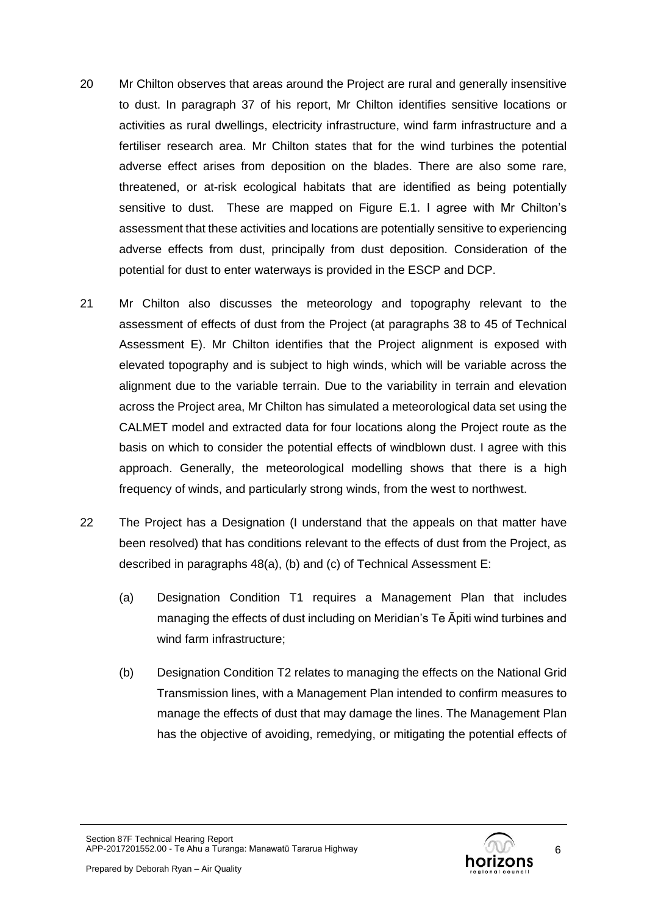20 Mr Chilton observes that areas around the Project are rural and generally insensitive to dust. In paragraph 37 of his report, Mr Chilton identifies sensitive locations or activities as rural dwellings, electricity infrastructure, wind farm infrastructure and a fertiliser research area. Mr Chilton states that for the wind turbines the potential adverse effect arises from deposition on the blades. There are also some rare, threatened, or at-risk ecological habitats that are identified as being potentially sensitive to dust. These are mapped on Figure E.1. I agree with Mr Chilton's assessment that these activities and locations are potentially sensitive to experiencing adverse effects from dust, principally from dust deposition. Consideration of the potential for dust to enter waterways is provided in the ESCP and DCP.

21 Mr Chilton also discusses the meteorology and topography relevant to the assessment of effects of dust from the Project (at paragraphs 38 to 45 of Technical Assessment E). Mr Chilton identifies that the Project alignment is exposed with elevated topography and is subject to high winds, which will be variable across the alignment due to the variable terrain. Due to the variability in terrain and elevation across the Project area, Mr Chilton has simulated a meteorological data set using the CALMET model and extracted data for four locations along the Project route as the basis on which to consider the potential effects of windblown dust. I agree with this approach. Generally, the meteorological modelling shows that there is a high frequency of winds, and particularly strong winds, from the west to northwest.

22 The Project has a Designation (I understand that the appeals on that matter have been resolved) that has conditions relevant to the effects of dust from the Project, as described in paragraphs 48(a), (b) and (c) of Technical Assessment E:

(a) Designation Condition T1 requires a Management Plan that includes managing the effects of dust including on Meridian's Te Āpiti wind turbines and wind farm infrastructure;

(b) Designation Condition T2 relates to managing the effects on the National Grid Transmission lines, with a Management Plan intended to confirm measures to manage the effects of dust that may damage the lines. The Management Plan has the objective of avoiding, remedying, or mitigating the potential effects of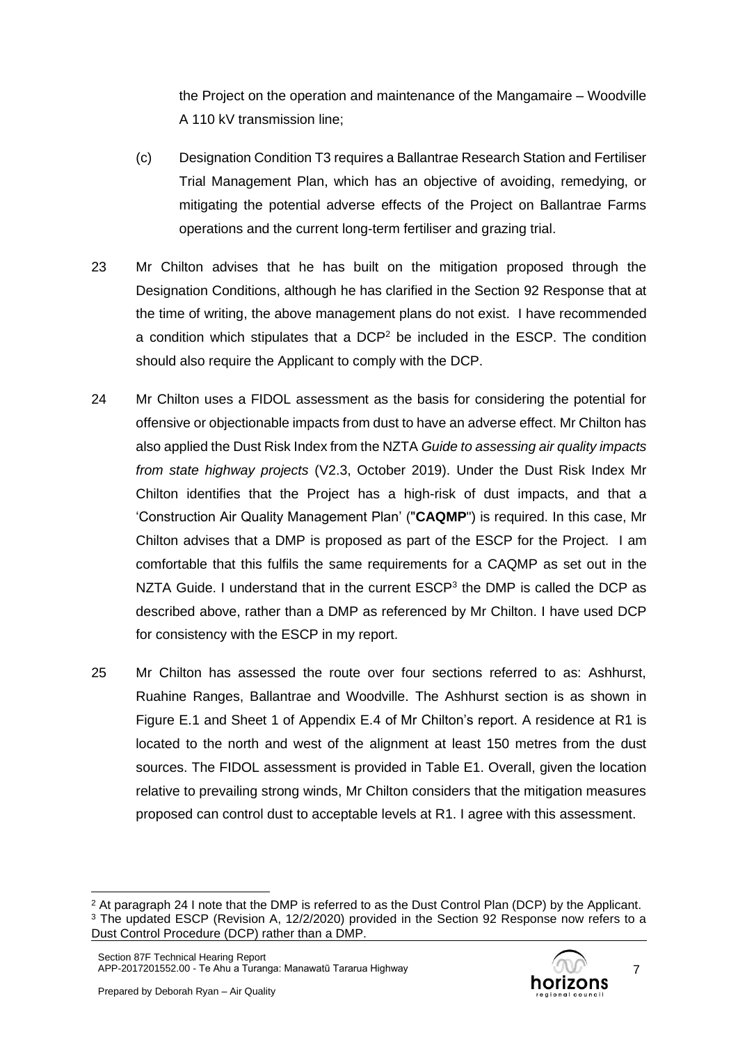the Project on the operation and maintenance of the Mangamaire – Woodville A 110 kV transmission line;

(c) Designation Condition T3 requires a Ballantrae Research Station and Fertiliser Trial Management Plan, which has an objective of avoiding, remedying, or mitigating the potential adverse effects of the Project on Ballantrae Farms operations and the current long-term fertiliser and grazing trial.

23 Mr Chilton advises that he has built on the mitigation proposed through the Designation Conditions, although he has clarified in the Section 92 Response that at the time of writing, the above management plans do not exist. I have recommended a condition which stipulates that a DCP[2] be included in the ESCP. The condition should also require the Applicant to comply with the DCP.

24 Mr Chilton uses a FIDOL assessment as the basis for considering the potential for offensive or objectionable impacts from dust to have an adverse effect. Mr Chilton has also applied the Dust Risk Index from the NZTA *Guide to assessing air quality impacts from state highway projects* (V2.3, October 2019). Under the Dust Risk Index Mr Chilton identifies that the Project has a high-risk of dust impacts, and that a 'Construction Air Quality Management Plan' ("**CAQMP**") is required. In this case, Mr Chilton advises that a DMP is proposed as part of the ESCP for the Project. I am comfortable that this fulfils the same requirements for a CAQMP as set out in the NZTA Guide. I understand that in the current ESCP[3] the DMP is called the DCP as described above, rather than a DMP as referenced by Mr Chilton. I have used DCP for consistency with the ESCP in my report.

25 Mr Chilton has assessed the route over four sections referred to as: Ashhurst, Ruahine Ranges, Ballantrae and Woodville. The Ashhurst section is as shown in Figure E.1 and Sheet 1 of Appendix E.4 of Mr Chilton's report. A residence at R1 is located to the north and west of the alignment at least 150 metres from the dust sources. The FIDOL assessment is provided in Table E1. Overall, given the location relative to prevailing strong winds, Mr Chilton considers that the mitigation measures proposed can control dust to acceptable levels at R1. I agree with this assessment.

---

[2] At paragraph 24 I note that the DMP is referred to as the Dust Control Plan (DCP) by the Applicant.

[3] The updated ESCP (Revision A, 12/2/2020) provided in the Section 92 Response now refers to a Dust Control Procedure (DCP) rather than a DMP.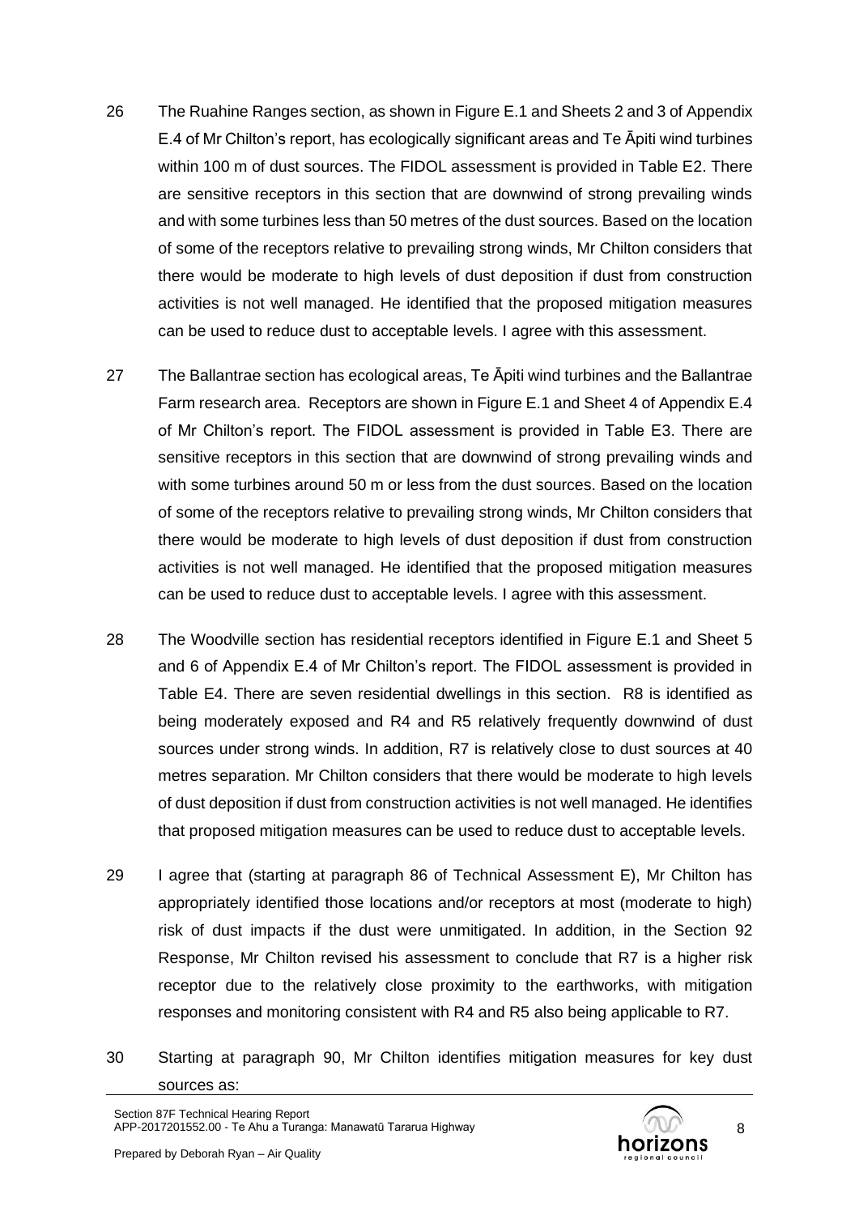26 The Ruahine Ranges section, as shown in Figure E.1 and Sheets 2 and 3 of Appendix E.4 of Mr Chilton's report, has ecologically significant areas and Te Āpiti wind turbines within 100 m of dust sources. The FIDOL assessment is provided in Table E2. There are sensitive receptors in this section that are downwind of strong prevailing winds and with some turbines less than 50 metres of the dust sources. Based on the location of some of the receptors relative to prevailing strong winds, Mr Chilton considers that there would be moderate to high levels of dust deposition if dust from construction activities is not well managed. He identified that the proposed mitigation measures can be used to reduce dust to acceptable levels. I agree with this assessment.

27 The Ballantrae section has ecological areas, Te Āpiti wind turbines and the Ballantrae Farm research area. Receptors are shown in Figure E.1 and Sheet 4 of Appendix E.4 of Mr Chilton's report. The FIDOL assessment is provided in Table E3. There are sensitive receptors in this section that are downwind of strong prevailing winds and with some turbines around 50 m or less from the dust sources. Based on the location of some of the receptors relative to prevailing strong winds, Mr Chilton considers that there would be moderate to high levels of dust deposition if dust from construction activities is not well managed. He identified that the proposed mitigation measures can be used to reduce dust to acceptable levels. I agree with this assessment.

28 The Woodville section has residential receptors identified in Figure E.1 and Sheet 5 and 6 of Appendix E.4 of Mr Chilton's report. The FIDOL assessment is provided in Table E4. There are seven residential dwellings in this section. R8 is identified as being moderately exposed and R4 and R5 relatively frequently downwind of dust sources under strong winds. In addition, R7 is relatively close to dust sources at 40 metres separation. Mr Chilton considers that there would be moderate to high levels of dust deposition if dust from construction activities is not well managed. He identifies that proposed mitigation measures can be used to reduce dust to acceptable levels.

29 I agree that (starting at paragraph 86 of Technical Assessment E), Mr Chilton has appropriately identified those locations and/or receptors at most (moderate to high) risk of dust impacts if the dust were unmitigated. In addition, in the Section 92 Response, Mr Chilton revised his assessment to conclude that R7 is a higher risk receptor due to the relatively close proximity to the earthworks, with mitigation responses and monitoring consistent with R4 and R5 also being applicable to R7.

30 Starting at paragraph 90, Mr Chilton identifies mitigation measures for key dust sources as: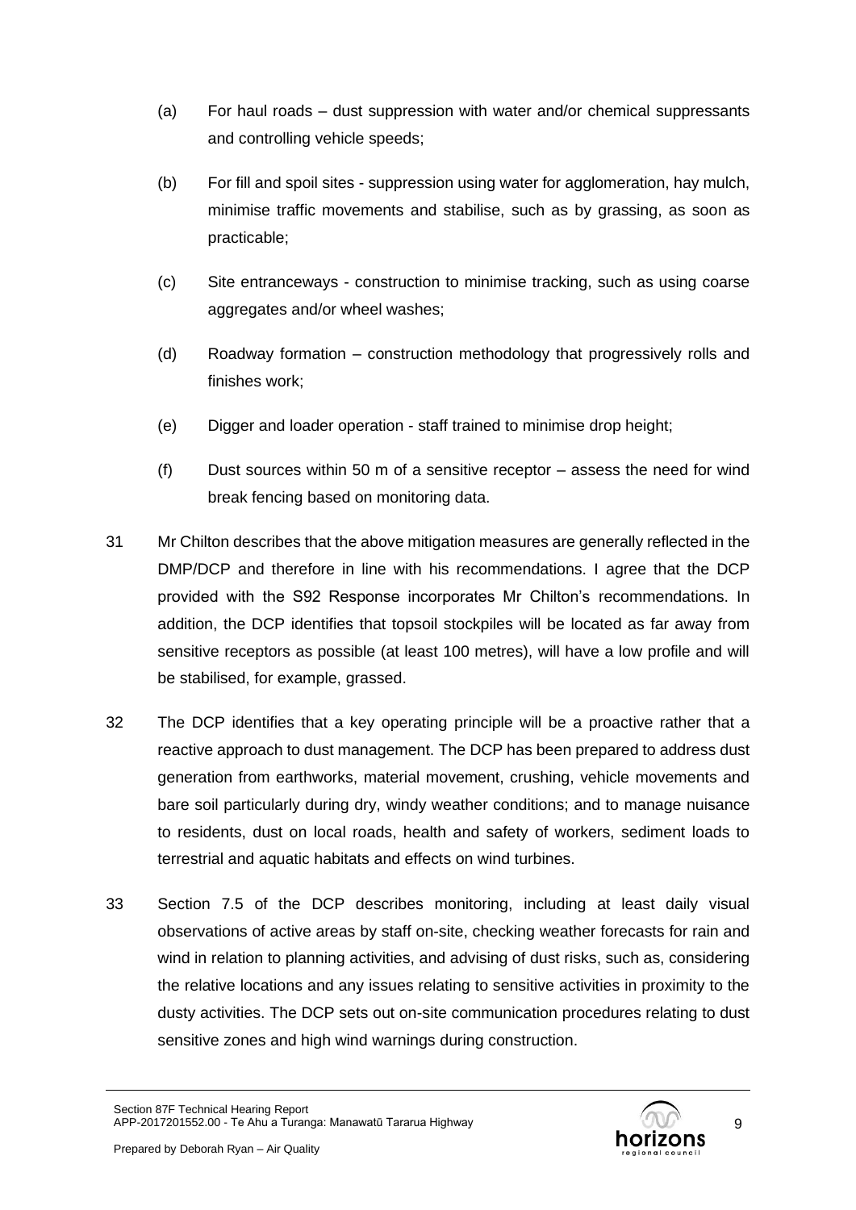(a) For haul roads – dust suppression with water and/or chemical suppressants and controlling vehicle speeds;

(b) For fill and spoil sites - suppression using water for agglomeration, hay mulch, minimise traffic movements and stabilise, such as by grassing, as soon as practicable;

(c) Site entranceways - construction to minimise tracking, such as using coarse aggregates and/or wheel washes;

(d) Roadway formation – construction methodology that progressively rolls and finishes work;

(e) Digger and loader operation - staff trained to minimise drop height;

(f) Dust sources within 50 m of a sensitive receptor – assess the need for wind break fencing based on monitoring data.

31 Mr Chilton describes that the above mitigation measures are generally reflected in the DMP/DCP and therefore in line with his recommendations. I agree that the DCP provided with the S92 Response incorporates Mr Chilton's recommendations. In addition, the DCP identifies that topsoil stockpiles will be located as far away from sensitive receptors as possible (at least 100 metres), will have a low profile and will be stabilised, for example, grassed.

32 The DCP identifies that a key operating principle will be a proactive rather that a reactive approach to dust management. The DCP has been prepared to address dust generation from earthworks, material movement, crushing, vehicle movements and bare soil particularly during dry, windy weather conditions; and to manage nuisance to residents, dust on local roads, health and safety of workers, sediment loads to terrestrial and aquatic habitats and effects on wind turbines.

33 Section 7.5 of the DCP describes monitoring, including at least daily visual observations of active areas by staff on-site, checking weather forecasts for rain and wind in relation to planning activities, and advising of dust risks, such as, considering the relative locations and any issues relating to sensitive activities in proximity to the dusty activities. The DCP sets out on-site communication procedures relating to dust sensitive zones and high wind warnings during construction.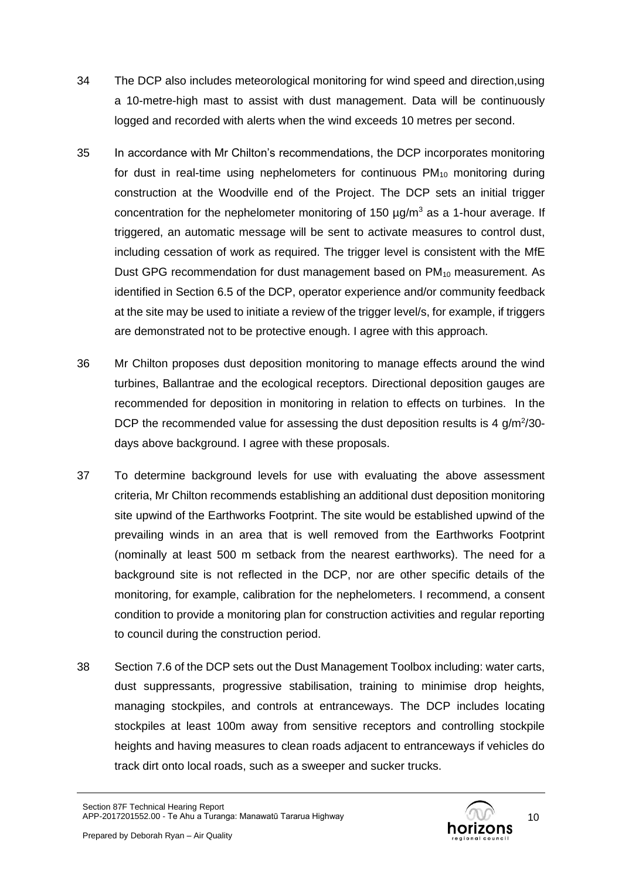34 The DCP also includes meteorological monitoring for wind speed and direction,using a 10-metre-high mast to assist with dust management. Data will be continuously logged and recorded with alerts when the wind exceeds 10 metres per second.

35 In accordance with Mr Chilton's recommendations, the DCP incorporates monitoring for dust in real-time using nephelometers for continuous $PM_{10}$ monitoring during construction at the Woodville end of the Project. The DCP sets an initial trigger concentration for the nephelometer monitoring of 150 µg/m$^3$ as a 1-hour average. If triggered, an automatic message will be sent to activate measures to control dust, including cessation of work as required. The trigger level is consistent with the MfE Dust GPG recommendation for dust management based on $PM_{10}$ measurement. As identified in Section 6.5 of the DCP, operator experience and/or community feedback at the site may be used to initiate a review of the trigger level/s, for example, if triggers are demonstrated not to be protective enough. I agree with this approach.

36 Mr Chilton proposes dust deposition monitoring to manage effects around the wind turbines, Ballantrae and the ecological receptors. Directional deposition gauges are recommended for deposition in monitoring in relation to effects on turbines. In the DCP the recommended value for assessing the dust deposition results is 4 g/m$^2$/30-days above background. I agree with these proposals.

37 To determine background levels for use with evaluating the above assessment criteria, Mr Chilton recommends establishing an additional dust deposition monitoring site upwind of the Earthworks Footprint. The site would be established upwind of the prevailing winds in an area that is well removed from the Earthworks Footprint (nominally at least 500 m setback from the nearest earthworks). The need for a background site is not reflected in the DCP, nor are other specific details of the monitoring, for example, calibration for the nephelometers. I recommend, a consent condition to provide a monitoring plan for construction activities and regular reporting to council during the construction period.

38 Section 7.6 of the DCP sets out the Dust Management Toolbox including: water carts, dust suppressants, progressive stabilisation, training to minimise drop heights, managing stockpiles, and controls at entranceways. The DCP includes locating stockpiles at least 100m away from sensitive receptors and controlling stockpile heights and having measures to clean roads adjacent to entranceways if vehicles do track dirt onto local roads, such as a sweeper and sucker trucks.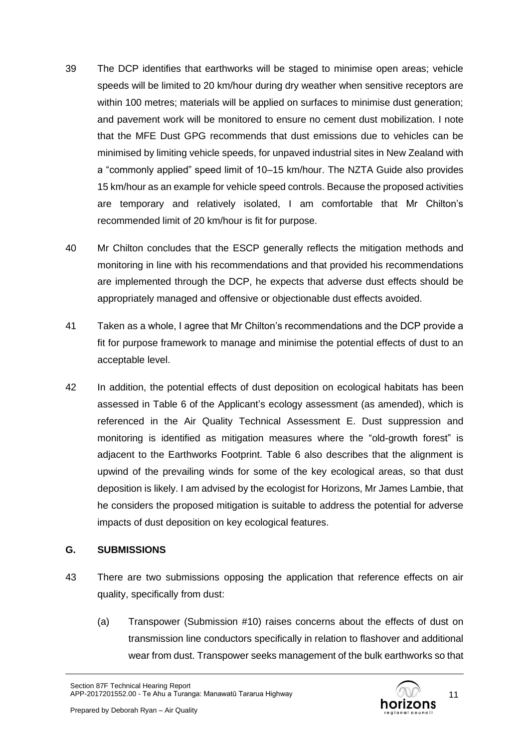39 The DCP identifies that earthworks will be staged to minimise open areas; vehicle speeds will be limited to 20 km/hour during dry weather when sensitive receptors are within 100 metres; materials will be applied on surfaces to minimise dust generation; and pavement work will be monitored to ensure no cement dust mobilization. I note that the MFE Dust GPG recommends that dust emissions due to vehicles can be minimised by limiting vehicle speeds, for unpaved industrial sites in New Zealand with a "commonly applied" speed limit of 10–15 km/hour. The NZTA Guide also provides 15 km/hour as an example for vehicle speed controls. Because the proposed activities are temporary and relatively isolated, I am comfortable that Mr Chilton's recommended limit of 20 km/hour is fit for purpose.

40 Mr Chilton concludes that the ESCP generally reflects the mitigation methods and monitoring in line with his recommendations and that provided his recommendations are implemented through the DCP, he expects that adverse dust effects should be appropriately managed and offensive or objectionable dust effects avoided.

41 Taken as a whole, I agree that Mr Chilton's recommendations and the DCP provide a fit for purpose framework to manage and minimise the potential effects of dust to an acceptable level.

42 In addition, the potential effects of dust deposition on ecological habitats has been assessed in Table 6 of the Applicant's ecology assessment (as amended), which is referenced in the Air Quality Technical Assessment E. Dust suppression and monitoring is identified as mitigation measures where the "old-growth forest" is adjacent to the Earthworks Footprint. Table 6 also describes that the alignment is upwind of the prevailing winds for some of the key ecological areas, so that dust deposition is likely. I am advised by the ecologist for Horizons, Mr James Lambie, that he considers the proposed mitigation is suitable to address the potential for adverse impacts of dust deposition on key ecological features.

## G. SUBMISSIONS

43 There are two submissions opposing the application that reference effects on air quality, specifically from dust:

(a) Transpower (Submission #10) raises concerns about the effects of dust on transmission line conductors specifically in relation to flashover and additional wear from dust. Transpower seeks management of the bulk earthworks so that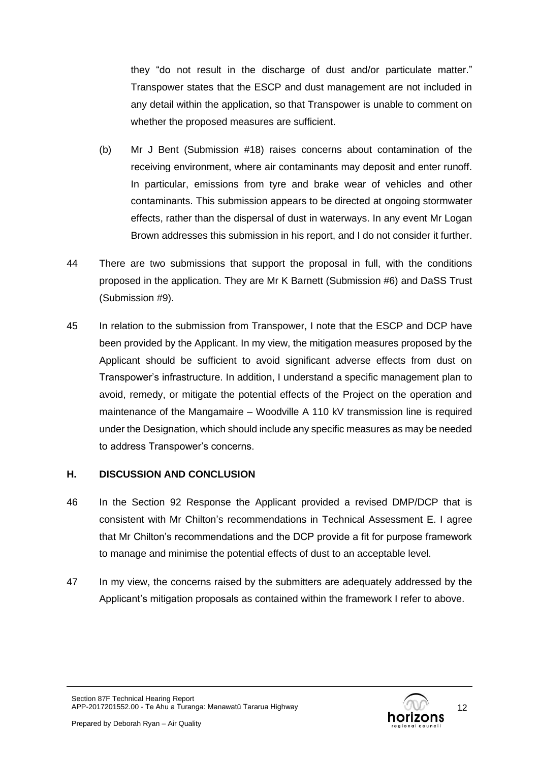they "do not result in the discharge of dust and/or particulate matter." Transpower states that the ESCP and dust management are not included in any detail within the application, so that Transpower is unable to comment on whether the proposed measures are sufficient.

(b) Mr J Bent (Submission #18) raises concerns about contamination of the receiving environment, where air contaminants may deposit and enter runoff. In particular, emissions from tyre and brake wear of vehicles and other contaminants. This submission appears to be directed at ongoing stormwater effects, rather than the dispersal of dust in waterways. In any event Mr Logan Brown addresses this submission in his report, and I do not consider it further.

44 There are two submissions that support the proposal in full, with the conditions proposed in the application. They are Mr K Barnett (Submission #6) and DaSS Trust (Submission #9).

45 In relation to the submission from Transpower, I note that the ESCP and DCP have been provided by the Applicant. In my view, the mitigation measures proposed by the Applicant should be sufficient to avoid significant adverse effects from dust on Transpower's infrastructure. In addition, I understand a specific management plan to avoid, remedy, or mitigate the potential effects of the Project on the operation and maintenance of the Mangamaire – Woodville A 110 kV transmission line is required under the Designation, which should include any specific measures as may be needed to address Transpower's concerns.

## H. DISCUSSION AND CONCLUSION

46 In the Section 92 Response the Applicant provided a revised DMP/DCP that is consistent with Mr Chilton's recommendations in Technical Assessment E. I agree that Mr Chilton's recommendations and the DCP provide a fit for purpose framework to manage and minimise the potential effects of dust to an acceptable level.

47 In my view, the concerns raised by the submitters are adequately addressed by the Applicant's mitigation proposals as contained within the framework I refer to above.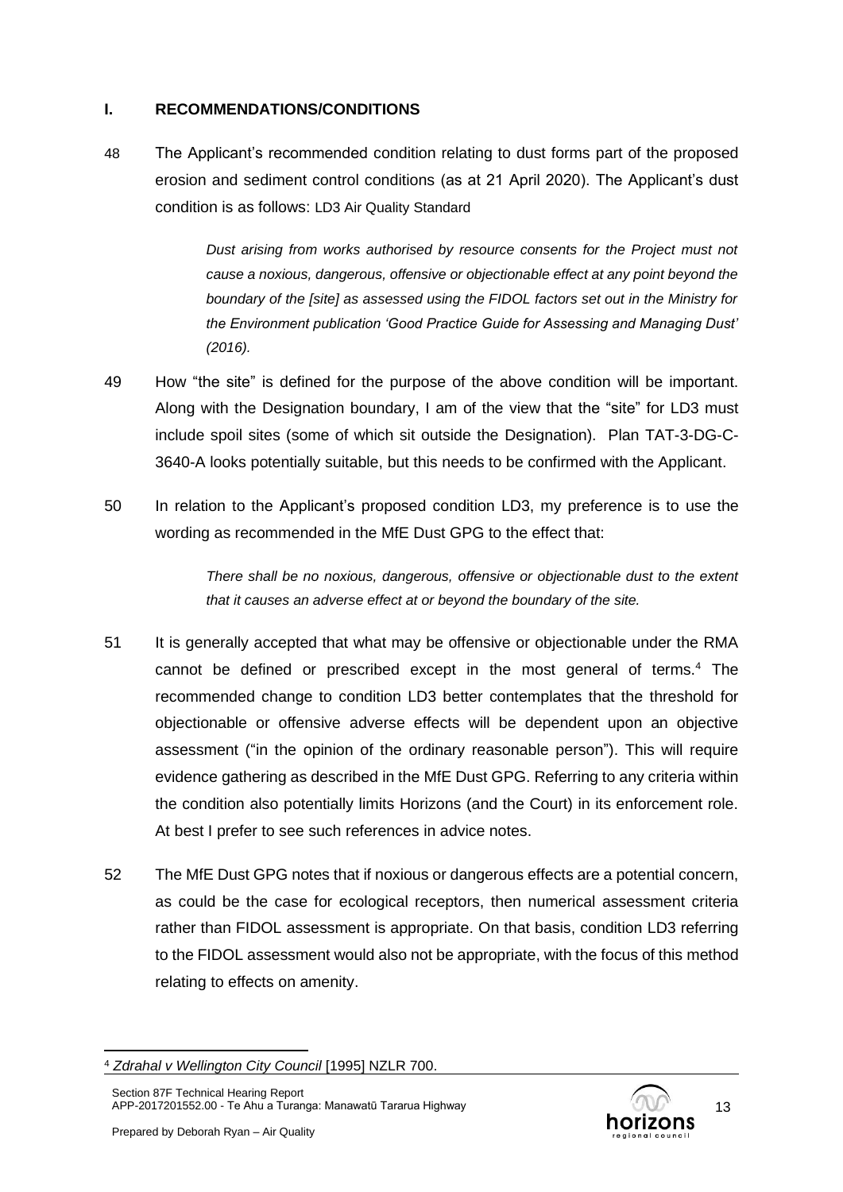## I. RECOMMENDATIONS/CONDITIONS

48 The Applicant's recommended condition relating to dust forms part of the proposed erosion and sediment control conditions (as at 21 April 2020). The Applicant's dust condition is as follows: LD3 Air Quality Standard

> *Dust arising from works authorised by resource consents for the Project must not cause a noxious, dangerous, offensive or objectionable effect at any point beyond the boundary of the [site] as assessed using the FIDOL factors set out in the Ministry for the Environment publication 'Good Practice Guide for Assessing and Managing Dust' (2016).*

49 How "the site" is defined for the purpose of the above condition will be important. Along with the Designation boundary, I am of the view that the "site" for LD3 must include spoil sites (some of which sit outside the Designation). Plan TAT-3-DG-C-3640-A looks potentially suitable, but this needs to be confirmed with the Applicant.

50 In relation to the Applicant's proposed condition LD3, my preference is to use the wording as recommended in the MfE Dust GPG to the effect that:

> *There shall be no noxious, dangerous, offensive or objectionable dust to the extent that it causes an adverse effect at or beyond the boundary of the site.*

51 It is generally accepted that what may be offensive or objectionable under the RMA cannot be defined or prescribed except in the most general of terms.[4] The recommended change to condition LD3 better contemplates that the threshold for objectionable or offensive adverse effects will be dependent upon an objective assessment ("in the opinion of the ordinary reasonable person"). This will require evidence gathering as described in the MfE Dust GPG. Referring to any criteria within the condition also potentially limits Horizons (and the Court) in its enforcement role. At best I prefer to see such references in advice notes.

52 The MfE Dust GPG notes that if noxious or dangerous effects are a potential concern, as could be the case for ecological receptors, then numerical assessment criteria rather than FIDOL assessment is appropriate. On that basis, condition LD3 referring to the FIDOL assessment would also not be appropriate, with the focus of this method relating to effects on amenity.

---

[4] *Zdrahal v Wellington City Council* [1995] NZLR 700.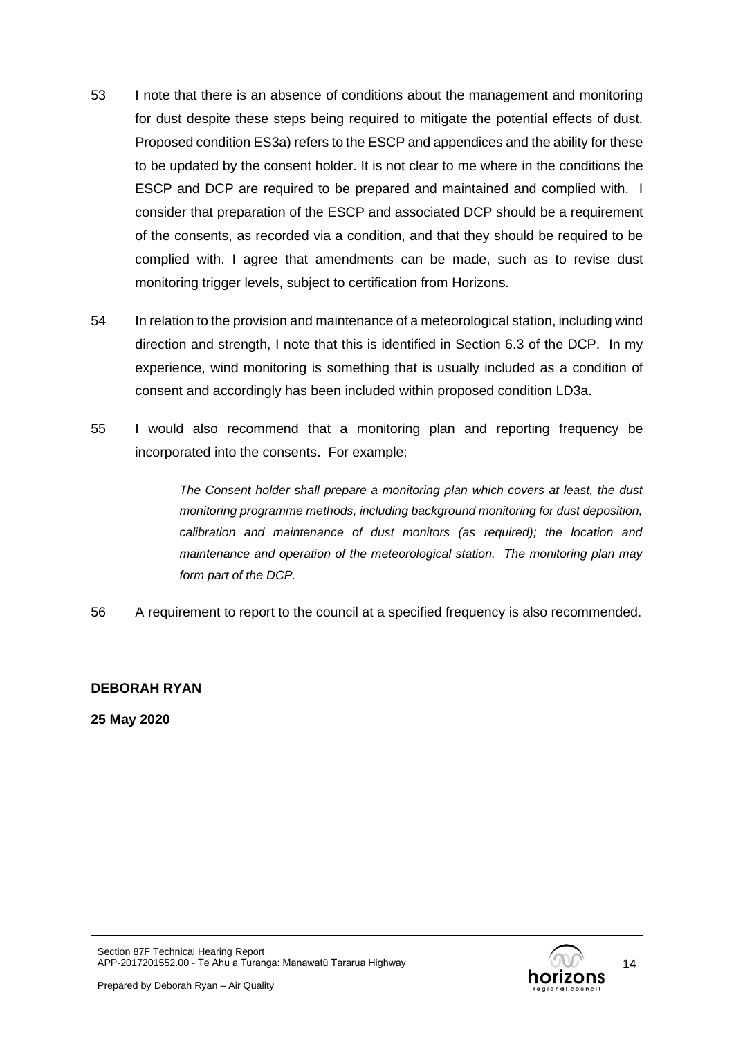53 I note that there is an absence of conditions about the management and monitoring for dust despite these steps being required to mitigate the potential effects of dust. Proposed condition ES3a) refers to the ESCP and appendices and the ability for these to be updated by the consent holder. It is not clear to me where in the conditions the ESCP and DCP are required to be prepared and maintained and complied with. I consider that preparation of the ESCP and associated DCP should be a requirement of the consents, as recorded via a condition, and that they should be required to be complied with. I agree that amendments can be made, such as to revise dust monitoring trigger levels, subject to certification from Horizons.

54 In relation to the provision and maintenance of a meteorological station, including wind direction and strength, I note that this is identified in Section 6.3 of the DCP. In my experience, wind monitoring is something that is usually included as a condition of consent and accordingly has been included within proposed condition LD3a.

55 I would also recommend that a monitoring plan and reporting frequency be incorporated into the consents. For example:

> *The Consent holder shall prepare a monitoring plan which covers at least, the dust monitoring programme methods, including background monitoring for dust deposition, calibration and maintenance of dust monitors (as required); the location and maintenance and operation of the meteorological station. The monitoring plan may form part of the DCP.*

56 A requirement to report to the council at a specified frequency is also recommended.

**DEBORAH RYAN**

**25 May 2020**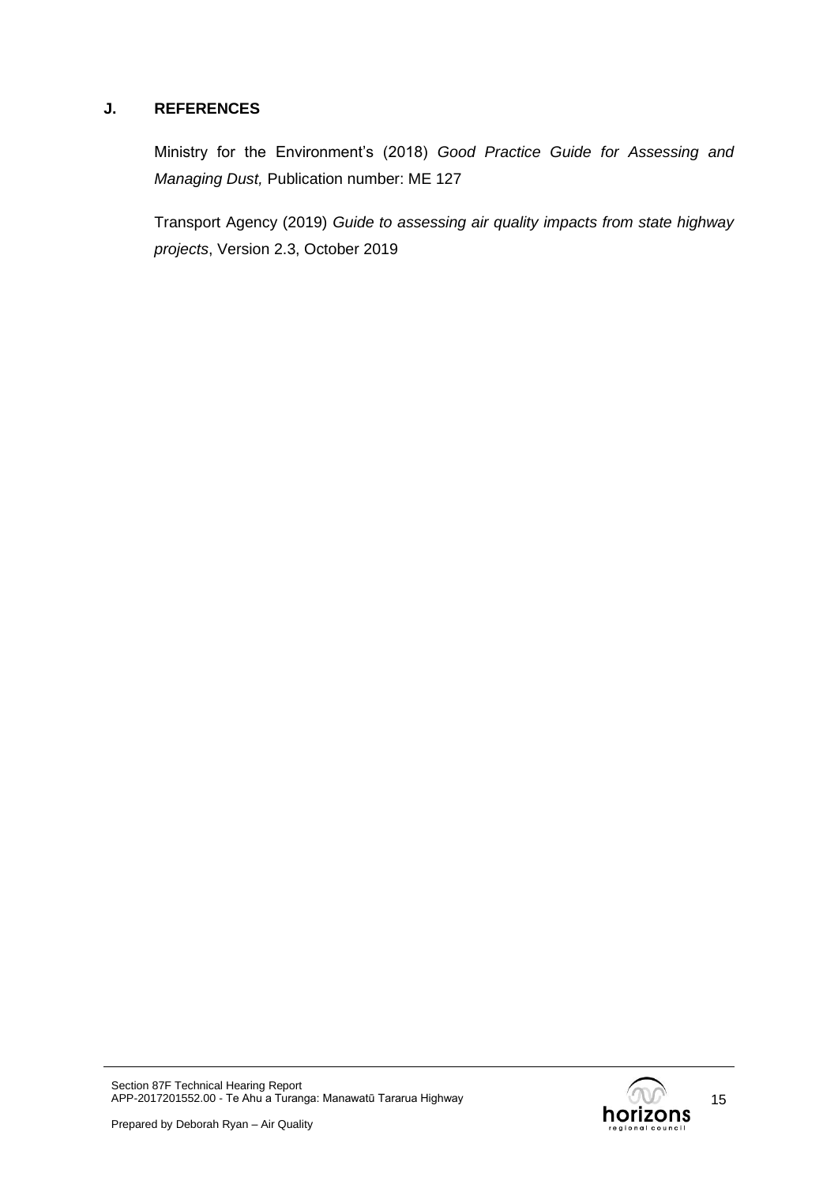## J. REFERENCES

Ministry for the Environment's (2018) *Good Practice Guide for Assessing and Managing Dust,* Publication number: ME 127

Transport Agency (2019) *Guide to assessing air quality impacts from state highway projects*, Version 2.3, October 2019